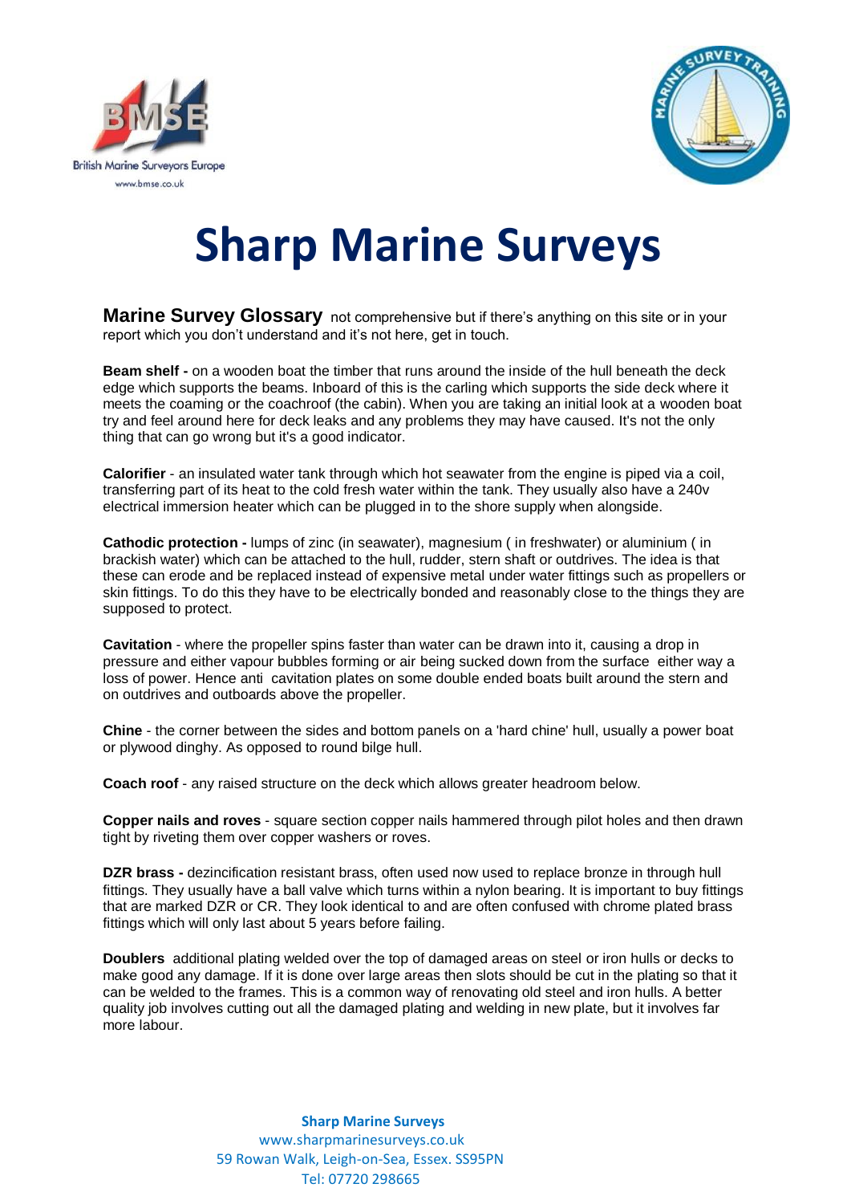# Sharp Marine Surveys

**Marine Survey Glossary** not comprehensive but if there's anything on this site or in your report which you don't understand and it's not here, get in touch.

**Beam shelf -** on a wooden boat the timber that runs around the inside of the hull beneath the deck edge which supports the beams. Inboard of this is the carling which supports the side deck where it meets the coaming or the coachroof (the cabin). When you are taking an initial look at a wooden boat try and feel around here for deck leaks and any problems they may have caused. It's not the only thing that can go wrong but it's a good indicator.

**Calorifier** - an insulated water tank through which hot seawater from the engine is piped via a coil, transferring part of its heat to the cold fresh water within the tank. They usually also have a 240v electrical immersion heater which can be plugged in to the shore supply when alongside.

**Cathodic protection -** lumps of zinc (in seawater), magnesium ( in freshwater) or aluminium ( in brackish water) which can be attached to the hull, rudder, stern shaft or outdrives. The idea is that these can erode and be replaced instead of expensive metal under water fittings such as propellers or skin fittings. To do this they have to be electrically bonded and reasonably close to the things they are supposed to protect.

**Cavitation** - where the propeller spins faster than water can be drawn into it, causing a drop in pressure and either vapour bubbles forming or air being sucked down from the surface either way a loss of power. Hence anti cavitation plates on some double ended boats built around the stern and on outdrives and outboards above the propeller.

**Chine** - the corner between the sides and bottom panels on a 'hard chine' hull, usually a power boat or plywood dinghy. As opposed to round bilge hull.

**Coach roof** - any raised structure on the deck which allows greater headroom below.

**Copper nails and roves** - square section copper nails hammered through pilot holes and then drawn tight by riveting them over copper washers or roves.

**DZR brass -** dezincification resistant brass, often used now used to replace bronze in through hull fittings. They usually have a ball valve which turns within a nylon bearing. It is important to buy fittings that are marked DZR or CR. They look identical to and are often confused with chrome plated brass fittings which will only last about 5 years before failing.

**Doublers** additional plating welded over the top of damaged areas on steel or iron hulls or decks to make good any damage. If it is done over large areas then slots should be cut in the plating so that it can be welded to the frames. This is a common way of renovating old steel and iron hulls. A better quality job involves cutting out all the damaged plating and welding in new plate, but it involves far more labour.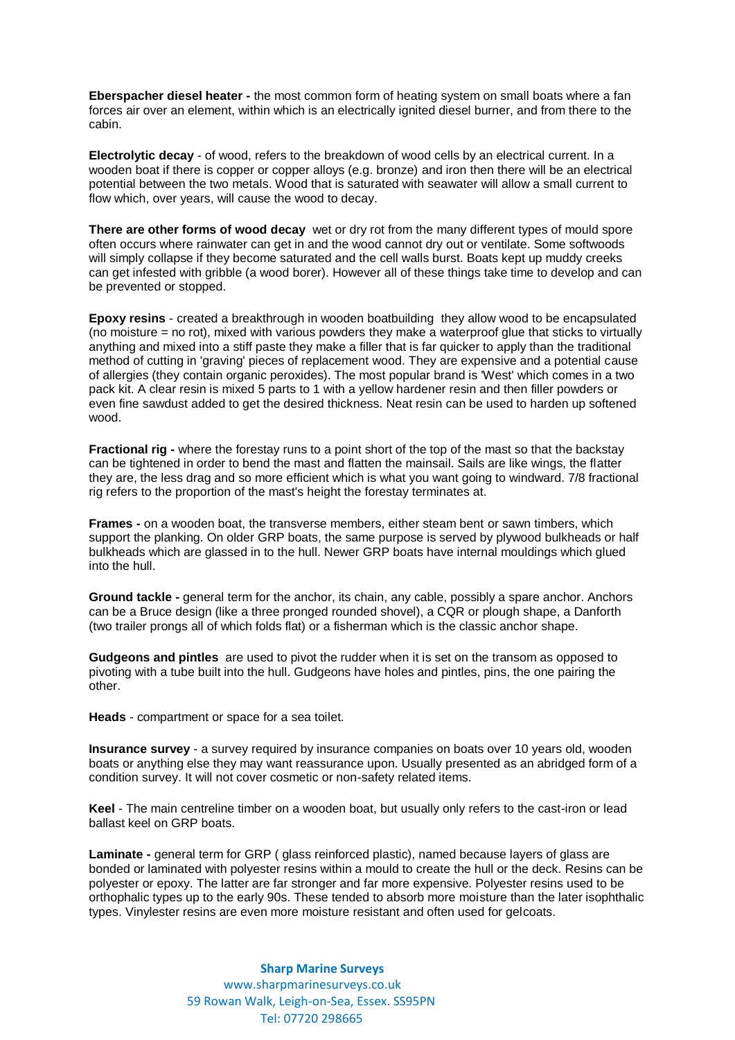**Eberspacher diesel heater -** the most common form of heating system on small boats where a fan forces air over an element, within which is an electrically ignited diesel burner, and from there to the cabin.

**Electrolytic decay** - of wood, refers to the breakdown of wood cells by an electrical current. In a wooden boat if there is copper or copper alloys (e.g. bronze) and iron then there will be an electrical potential between the two metals. Wood that is saturated with seawater will allow a small current to flow which, over years, will cause the wood to decay.

**There are other forms of wood decay** wet or dry rot from the many different types of mould spore often occurs where rainwater can get in and the wood cannot dry out or ventilate. Some softwoods will simply collapse if they become saturated and the cell walls burst. Boats kept up muddy creeks can get infested with gribble (a wood borer). However all of these things take time to develop and can be prevented or stopped.

**Epoxy resins** - created a breakthrough in wooden boatbuilding they allow wood to be encapsulated (no moisture = no rot), mixed with various powders they make a waterproof glue that sticks to virtually anything and mixed into a stiff paste they make a filler that is far quicker to apply than the traditional method of cutting in 'graving' pieces of replacement wood. They are expensive and a potential cause of allergies (they contain organic peroxides). The most popular brand is 'West' which comes in a two pack kit. A clear resin is mixed 5 parts to 1 with a yellow hardener resin and then filler powders or even fine sawdust added to get the desired thickness. Neat resin can be used to harden up softened wood.

**Fractional rig -** where the forestay runs to a point short of the top of the mast so that the backstay can be tightened in order to bend the mast and flatten the mainsail. Sails are like wings, the flatter they are, the less drag and so more efficient which is what you want going to windward. 7/8 fractional rig refers to the proportion of the mast's height the forestay terminates at.

**Frames -** on a wooden boat, the transverse members, either steam bent or sawn timbers, which support the planking. On older GRP boats, the same purpose is served by plywood bulkheads or half bulkheads which are glassed in to the hull. Newer GRP boats have internal mouldings which glued into the hull.

**Ground tackle -** general term for the anchor, its chain, any cable, possibly a spare anchor. Anchors can be a Bruce design (like a three pronged rounded shovel), a CQR or plough shape, a Danforth (two trailer prongs all of which folds flat) or a fisherman which is the classic anchor shape.

**Gudgeons and pintles** are used to pivot the rudder when it is set on the transom as opposed to pivoting with a tube built into the hull. Gudgeons have holes and pintles, pins, the one pairing the other.

**Heads** - compartment or space for a sea toilet.

**Insurance survey** - a survey required by insurance companies on boats over 10 years old, wooden boats or anything else they may want reassurance upon. Usually presented as an abridged form of a condition survey. It will not cover cosmetic or non-safety related items.

**Keel** - The main centreline timber on a wooden boat, but usually only refers to the cast-iron or lead ballast keel on GRP boats.

**Laminate -** general term for GRP ( glass reinforced plastic), named because layers of glass are bonded or laminated with polyester resins within a mould to create the hull or the deck. Resins can be polyester or epoxy. The latter are far stronger and far more expensive. Polyester resins used to be orthophalic types up to the early 90s. These tended to absorb more moisture than the later isophthalic types. Vinylester resins are even more moisture resistant and often used for gelcoats.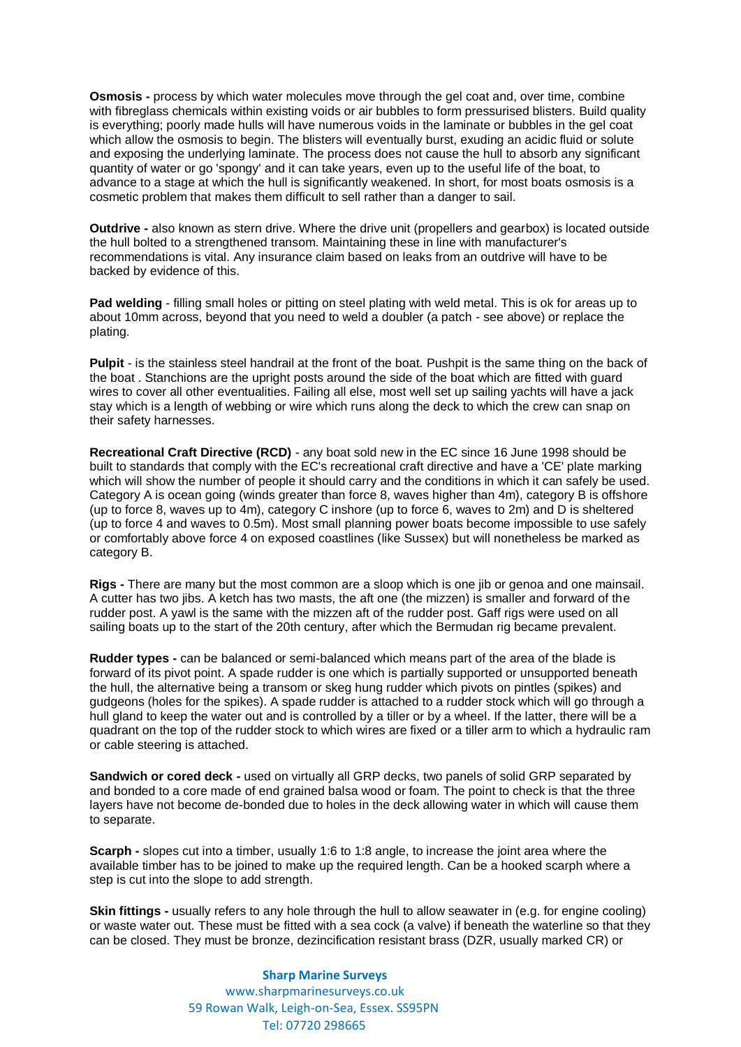**Osmosis -** process by which water molecules move through the gel coat and, over time, combine with fibreglass chemicals within existing voids or air bubbles to form pressurised blisters. Build quality is everything; poorly made hulls will have numerous voids in the laminate or bubbles in the gel coat which allow the osmosis to begin. The blisters will eventually burst, exuding an acidic fluid or solute and exposing the underlying laminate. The process does not cause the hull to absorb any significant quantity of water or go 'spongy' and it can take years, even up to the useful life of the boat, to advance to a stage at which the hull is significantly weakened. In short, for most boats osmosis is a cosmetic problem that makes them difficult to sell rather than a danger to sail.

**Outdrive -** also known as stern drive. Where the drive unit (propellers and gearbox) is located outside the hull bolted to a strengthened transom. Maintaining these in line with manufacturer's recommendations is vital. Any insurance claim based on leaks from an outdrive will have to be backed by evidence of this.

**Pad welding** - filling small holes or pitting on steel plating with weld metal. This is ok for areas up to about 10mm across, beyond that you need to weld a doubler (a patch - see above) or replace the plating.

**Pulpit** - is the stainless steel handrail at the front of the boat. Pushpit is the same thing on the back of the boat . Stanchions are the upright posts around the side of the boat which are fitted with guard wires to cover all other eventualities. Failing all else, most well set up sailing yachts will have a jack stay which is a length of webbing or wire which runs along the deck to which the crew can snap on their safety harnesses.

**Recreational Craft Directive (RCD)** - any boat sold new in the EC since 16 June 1998 should be built to standards that comply with the EC's recreational craft directive and have a 'CE' plate marking which will show the number of people it should carry and the conditions in which it can safely be used. Category A is ocean going (winds greater than force 8, waves higher than 4m), category B is offshore (up to force 8, waves up to 4m), category C inshore (up to force 6, waves to 2m) and D is sheltered (up to force 4 and waves to 0.5m). Most small planning power boats become impossible to use safely or comfortably above force 4 on exposed coastlines (like Sussex) but will nonetheless be marked as category B.

**Rigs -** There are many but the most common are a sloop which is one jib or genoa and one mainsail. A cutter has two jibs. A ketch has two masts, the aft one (the mizzen) is smaller and forward of the rudder post. A yawl is the same with the mizzen aft of the rudder post. Gaff rigs were used on all sailing boats up to the start of the 20th century, after which the Bermudan rig became prevalent.

**Rudder types -** can be balanced or semi-balanced which means part of the area of the blade is forward of its pivot point. A spade rudder is one which is partially supported or unsupported beneath the hull, the alternative being a transom or skeg hung rudder which pivots on pintles (spikes) and gudgeons (holes for the spikes). A spade rudder is attached to a rudder stock which will go through a hull gland to keep the water out and is controlled by a tiller or by a wheel. If the latter, there will be a quadrant on the top of the rudder stock to which wires are fixed or a tiller arm to which a hydraulic ram or cable steering is attached.

**Sandwich or cored deck -** used on virtually all GRP decks, two panels of solid GRP separated by and bonded to a core made of end grained balsa wood or foam. The point to check is that the three layers have not become de-bonded due to holes in the deck allowing water in which will cause them to separate.

**Scarph -** slopes cut into a timber, usually 1:6 to 1:8 angle, to increase the joint area where the available timber has to be joined to make up the required length. Can be a hooked scarph where a step is cut into the slope to add strength.

**Skin fittings -** usually refers to any hole through the hull to allow seawater in (e.g. for engine cooling) or waste water out. These must be fitted with a sea cock (a valve) if beneath the waterline so that they can be closed. They must be bronze, dezincification resistant brass (DZR, usually marked CR) or

**Sharp Marine Surveys**
www.sharpmarinesurveys.co.uk
59 Rowan Walk, Leigh-on-Sea, Essex. SS95PN
Tel: 07720 298665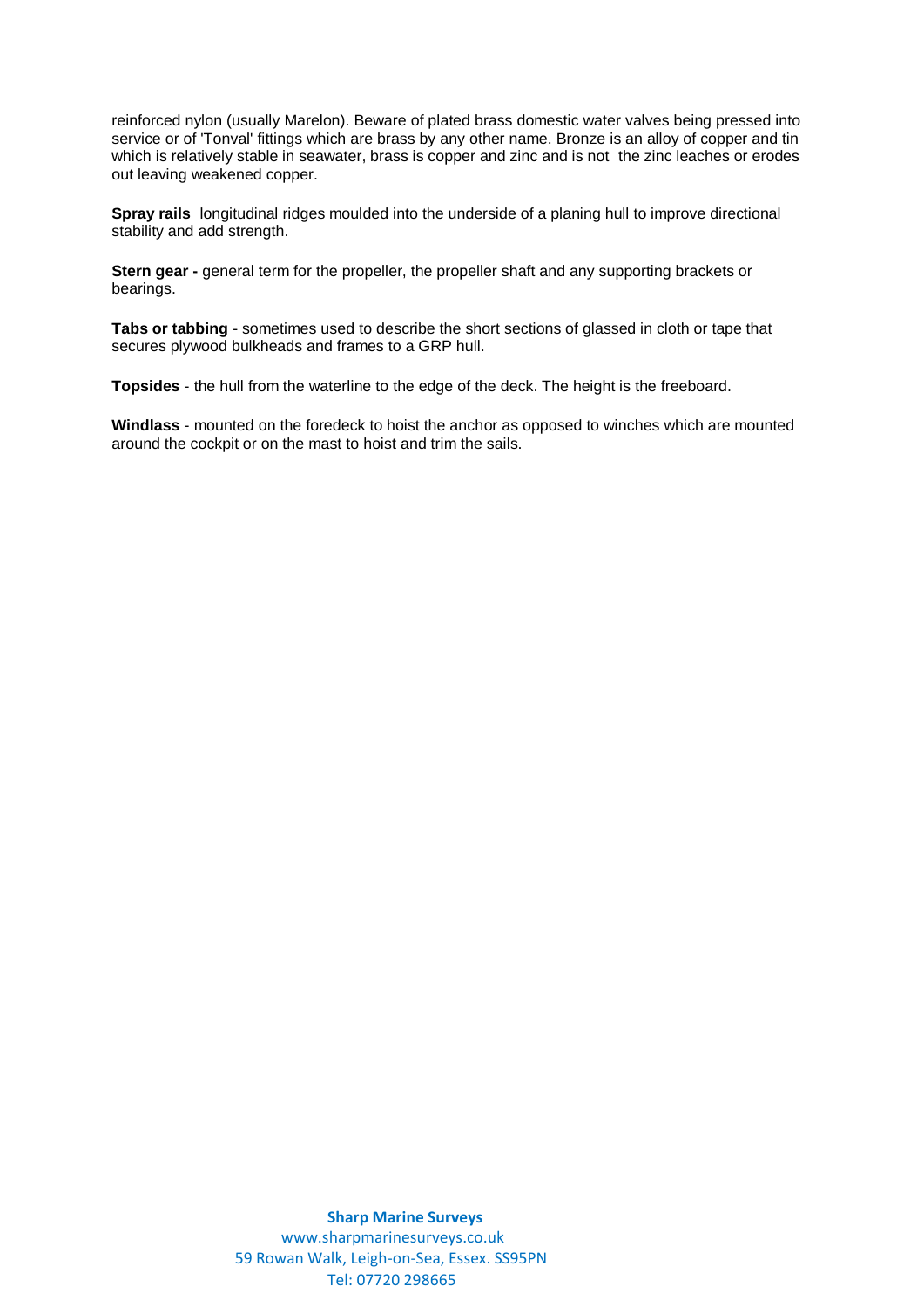reinforced nylon (usually Marelon). Beware of plated brass domestic water valves being pressed into service or of 'Tonval' fittings which are brass by any other name. Bronze is an alloy of copper and tin which is relatively stable in seawater, brass is copper and zinc and is not the zinc leaches or erodes out leaving weakened copper.

**Spray rails** longitudinal ridges moulded into the underside of a planing hull to improve directional stability and add strength.

**Stern gear -** general term for the propeller, the propeller shaft and any supporting brackets or bearings.

**Tabs or tabbing** - sometimes used to describe the short sections of glassed in cloth or tape that secures plywood bulkheads and frames to a GRP hull.

**Topsides** - the hull from the waterline to the edge of the deck. The height is the freeboard.

**Windlass** - mounted on the foredeck to hoist the anchor as opposed to winches which are mounted around the cockpit or on the mast to hoist and trim the sails.